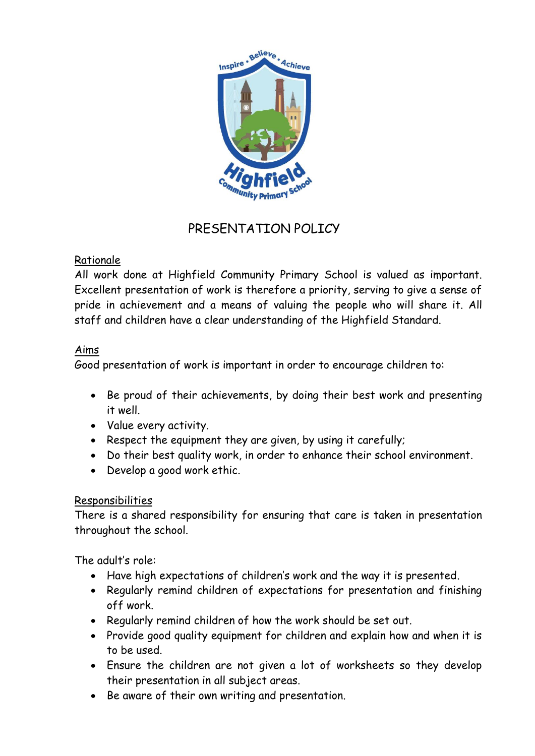# PRESENTATION POLICY

## Rationale

All work done at Highfield Community Primary School is valued as important. Excellent presentation of work is therefore a priority, serving to give a sense of pride in achievement and a means of valuing the people who will share it. All staff and children have a clear understanding of the Highfield Standard.

## Aims

Good presentation of work is important in order to encourage children to:

- Be proud of their achievements, by doing their best work and presenting it well.
- Value every activity.
- Respect the equipment they are given, by using it carefully;
- Do their best quality work, in order to enhance their school environment.
- Develop a good work ethic.

## Responsibilities

There is a shared responsibility for ensuring that care is taken in presentation throughout the school.

The adult's role:

- Have high expectations of children's work and the way it is presented.
- Regularly remind children of expectations for presentation and finishing off work.
- Regularly remind children of how the work should be set out.
- Provide good quality equipment for children and explain how and when it is to be used.
- Ensure the children are not given a lot of worksheets so they develop their presentation in all subject areas.
- Be aware of their own writing and presentation.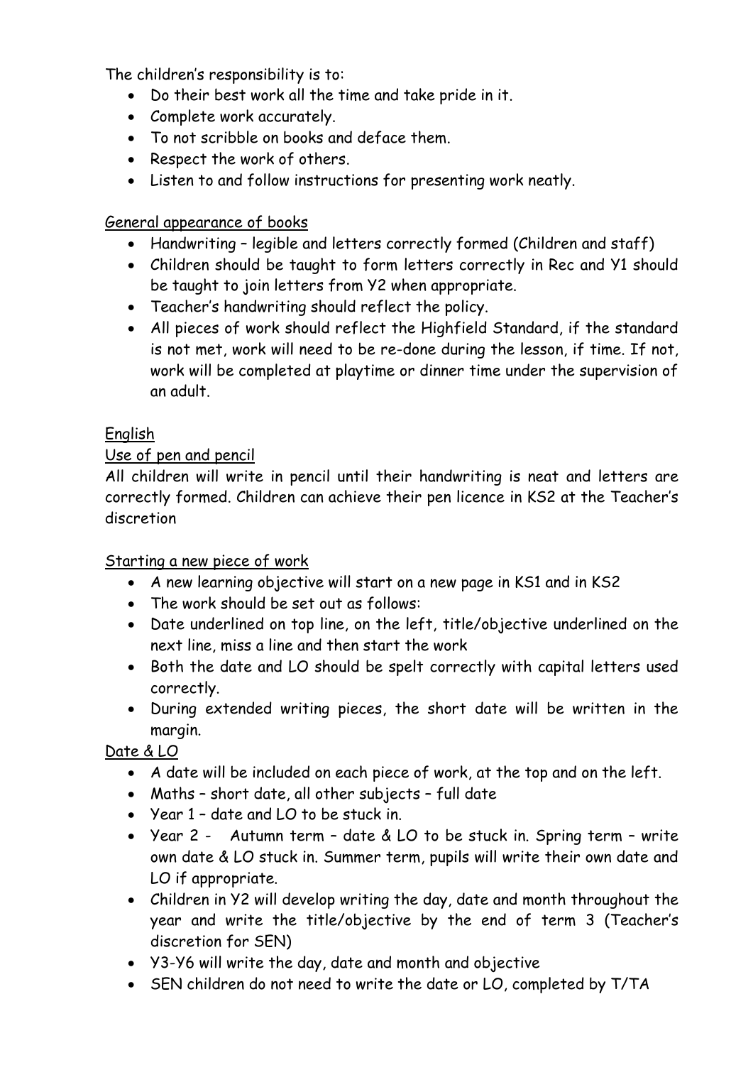The children's responsibility is to:

- Do their best work all the time and take pride in it.
- Complete work accurately.
- To not scribble on books and deface them.
- Respect the work of others.
- Listen to and follow instructions for presenting work neatly.

<u>General appearance of books</u>

- Handwriting – legible and letters correctly formed (Children and staff)
- Children should be taught to form letters correctly in Rec and Y1 should be taught to join letters from Y2 when appropriate.
- Teacher's handwriting should reflect the policy.
- All pieces of work should reflect the Highfield Standard, if the standard is not met, work will need to be re-done during the lesson, if time. If not, work will be completed at playtime or dinner time under the supervision of an adult.

<u>English</u>

<u>Use of pen and pencil</u>

All children will write in pencil until their handwriting is neat and letters are correctly formed. Children can achieve their pen licence in KS2 at the Teacher's discretion

<u>Starting a new piece of work</u>

- A new learning objective will start on a new page in KS1 and in KS2
- The work should be set out as follows:
- Date underlined on top line, on the left, title/objective underlined on the next line, miss a line and then start the work
- Both the date and LO should be spelt correctly with capital letters used correctly.
- During extended writing pieces, the short date will be written in the margin.

<u>Date & LO</u>

- A date will be included on each piece of work, at the top and on the left.
- Maths – short date, all other subjects – full date
- Year 1 – date and LO to be stuck in.
- Year 2 - Autumn term – date & LO to be stuck in. Spring term – write own date & LO stuck in. Summer term, pupils will write their own date and LO if appropriate.
- Children in Y2 will develop writing the day, date and month throughout the year and write the title/objective by the end of term 3 (Teacher's discretion for SEN)
- Y3-Y6 will write the day, date and month and objective
- SEN children do not need to write the date or LO, completed by T/TA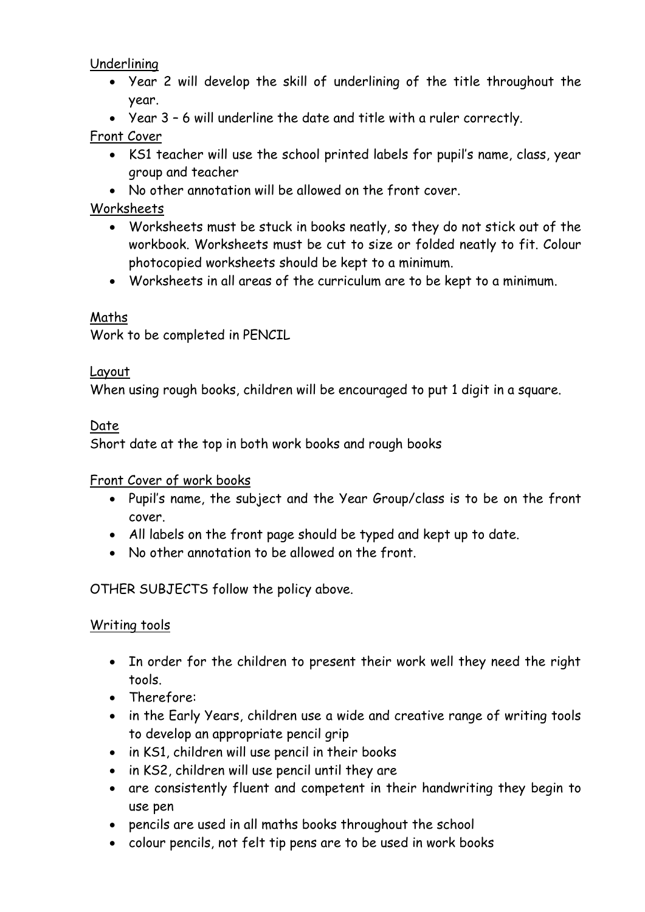Underlining

- Year 2 will develop the skill of underlining of the title throughout the year.
- Year 3 – 6 will underline the date and title with a ruler correctly.

Front Cover

- KS1 teacher will use the school printed labels for pupil's name, class, year group and teacher
- No other annotation will be allowed on the front cover.

Worksheets

- Worksheets must be stuck in books neatly, so they do not stick out of the workbook. Worksheets must be cut to size or folded neatly to fit. Colour photocopied worksheets should be kept to a minimum.
- Worksheets in all areas of the curriculum are to be kept to a minimum.

Maths

Work to be completed in PENCIL

Layout

When using rough books, children will be encouraged to put 1 digit in a square.

Date

Short date at the top in both work books and rough books

Front Cover of work books

- Pupil's name, the subject and the Year Group/class is to be on the front cover.
- All labels on the front page should be typed and kept up to date.
- No other annotation to be allowed on the front.

OTHER SUBJECTS follow the policy above.

Writing tools

- In order for the children to present their work well they need the right tools.
- Therefore:
- in the Early Years, children use a wide and creative range of writing tools to develop an appropriate pencil grip
- in KS1, children will use pencil in their books
- in KS2, children will use pencil until they are
- are consistently fluent and competent in their handwriting they begin to use pen
- pencils are used in all maths books throughout the school
- colour pencils, not felt tip pens are to be used in work books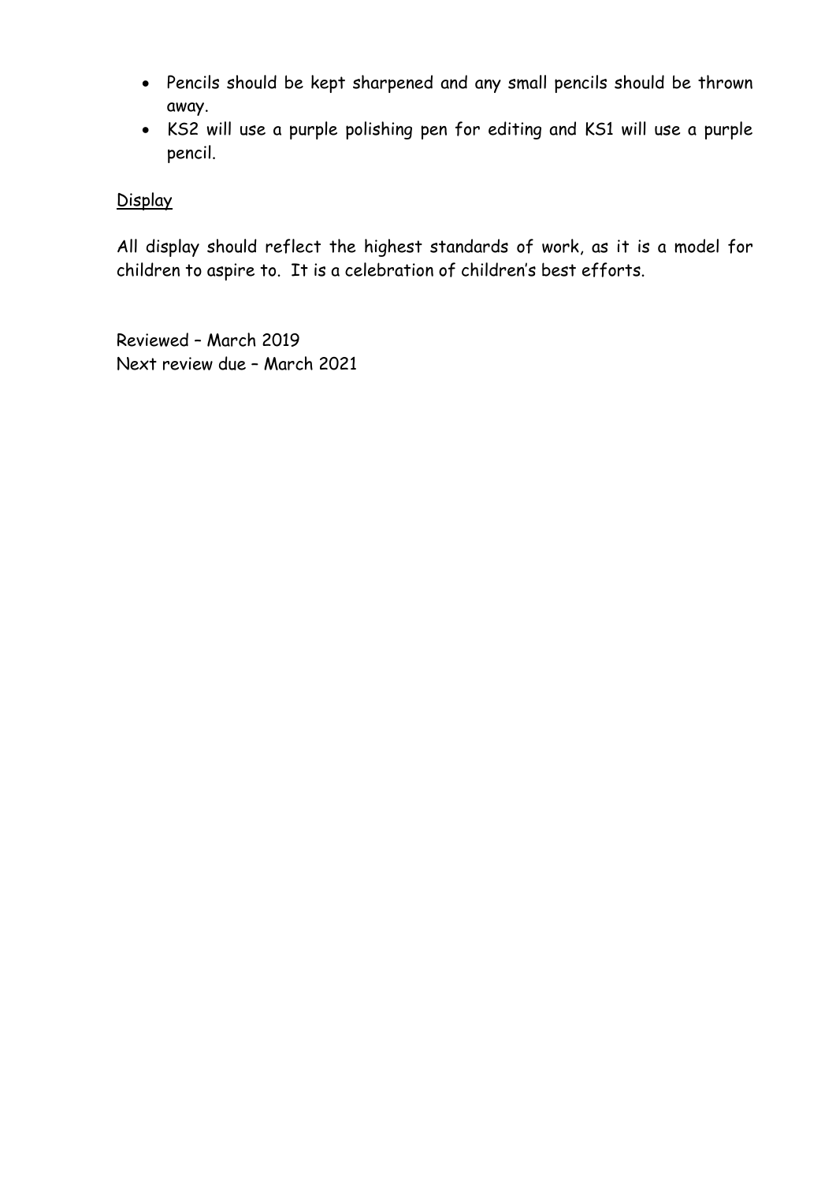- Pencils should be kept sharpened and any small pencils should be thrown away.
- KS2 will use a purple polishing pen for editing and KS1 will use a purple pencil.

## Display

All display should reflect the highest standards of work, as it is a model for children to aspire to. It is a celebration of children's best efforts.

Reviewed – March 2019
Next review due – March 2021